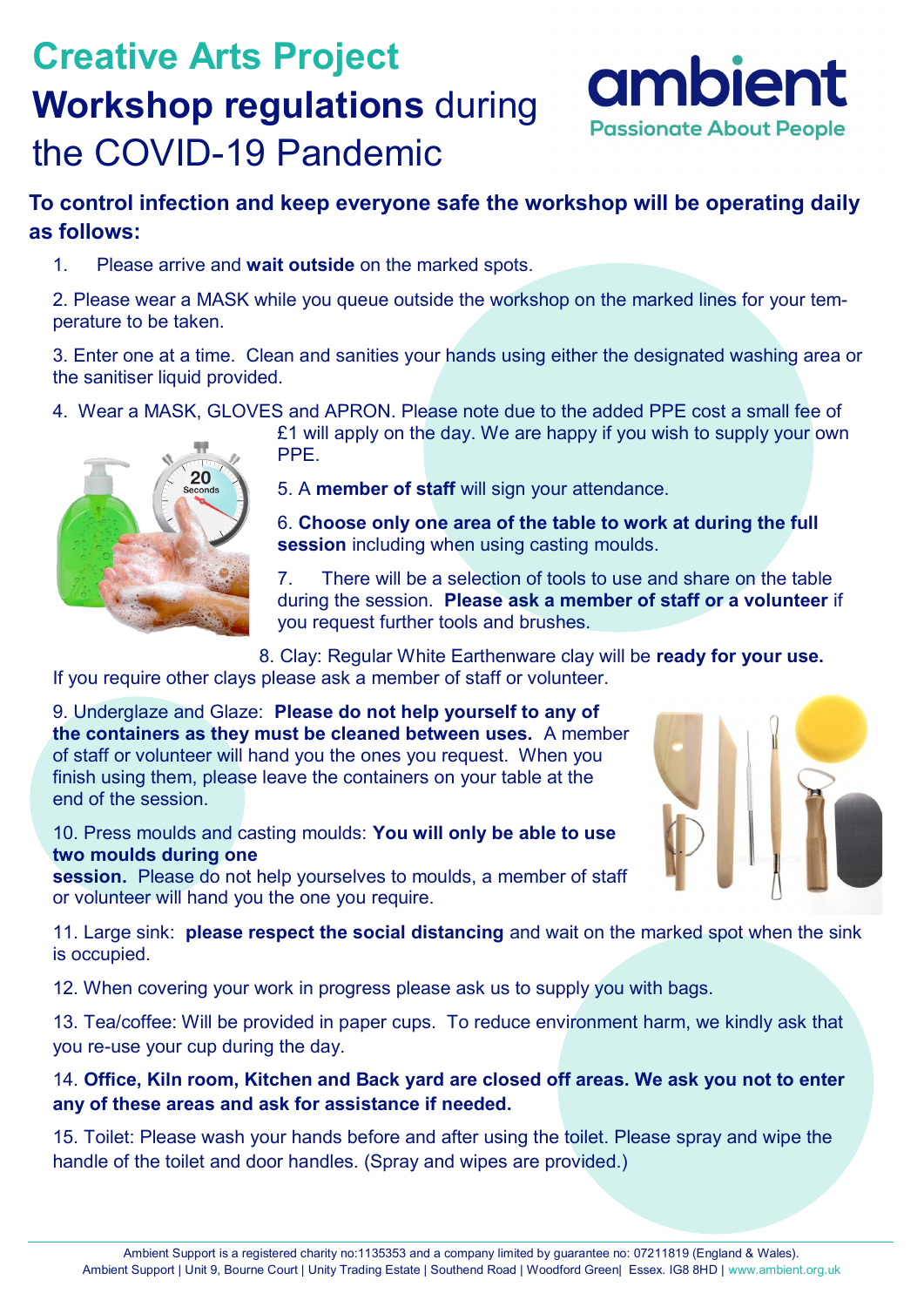# Creative Arts Project

## **Workshop regulations** during the COVID-19 Pandemic

ambient
Passionate About People

**To control infection and keep everyone safe the workshop will be operating daily as follows:**

1. Please arrive and **wait outside** on the marked spots.

2. Please wear a MASK while you queue outside the workshop on the marked lines for your temperature to be taken.

3. Enter one at a time. Clean and sanities your hands using either the designated washing area or the sanitiser liquid provided.

4. Wear a MASK, GLOVES and APRON. Please note due to the added PPE cost a small fee of £1 will apply on the day. We are happy if you wish to supply your own PPE.

5. A **member of staff** will sign your attendance.

6. **Choose only one area of the table to work at during the full session** including when using casting moulds.

7. There will be a selection of tools to use and share on the table during the session. **Please ask a member of staff or a volunteer** if you request further tools and brushes.

8. Clay: Regular White Earthenware clay will be **ready for your use.** If you require other clays please ask a member of staff or volunteer.

9. Underglaze and Glaze: **Please do not help yourself to any of the containers as they must be cleaned between uses.** A member of staff or volunteer will hand you the ones you request. When you finish using them, please leave the containers on your table at the end of the session.

10. Press moulds and casting moulds: **You will only be able to use two moulds during one session.** Please do not help yourselves to moulds, a member of staff or volunteer will hand you the one you require.

11. Large sink: **please respect the social distancing** and wait on the marked spot when the sink is occupied.

12. When covering your work in progress please ask us to supply you with bags.

13. Tea/coffee: Will be provided in paper cups. To reduce environment harm, we kindly ask that you re-use your cup during the day.

14. **Office, Kiln room, Kitchen and Back yard are closed off areas. We ask you not to enter any of these areas and ask for assistance if needed.**

15. Toilet: Please wash your hands before and after using the toilet. Please spray and wipe the handle of the toilet and door handles. (Spray and wipes are provided.)

Ambient Support is a registered charity no:1135353 and a company limited by guarantee no: 07211819 (England & Wales).
Ambient Support | Unit 9, Bourne Court | Unity Trading Estate | Southend Road | Woodford Green| Essex. IG8 8HD | www.ambient.org.uk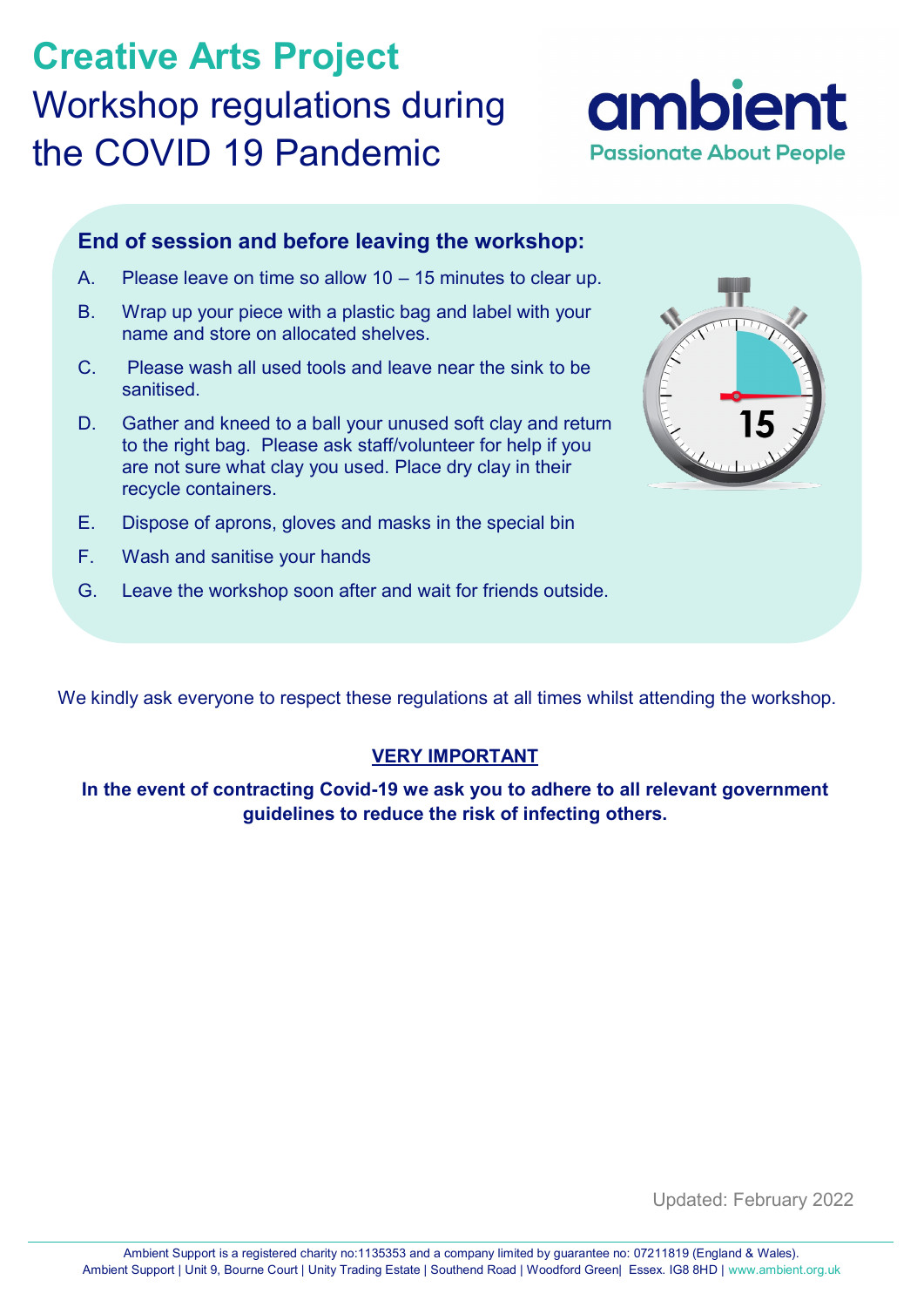# Creative Arts Project

## Workshop regulations during the COVID 19 Pandemic

ambient
Passionate About People

### End of session and before leaving the workshop:

A. Please leave on time so allow 10 – 15 minutes to clear up.

B. Wrap up your piece with a plastic bag and label with your name and store on allocated shelves.

C. Please wash all used tools and leave near the sink to be sanitised.

D. Gather and kneed to a ball your unused soft clay and return to the right bag. Please ask staff/volunteer for help if you are not sure what clay you used. Place dry clay in their recycle containers.

E. Dispose of aprons, gloves and masks in the special bin

F. Wash and sanitise your hands

G. Leave the workshop soon after and wait for friends outside.

We kindly ask everyone to respect these regulations at all times whilst attending the workshop.

**VERY IMPORTANT**

**In the event of contracting Covid-19 we ask you to adhere to all relevant government guidelines to reduce the risk of infecting others.**

Updated: February 2022

Ambient Support is a registered charity no:1135353 and a company limited by guarantee no: 07211819 (England & Wales).
Ambient Support | Unit 9, Bourne Court | Unity Trading Estate | Southend Road | Woodford Green| Essex. IG8 8HD | www.ambient.org.uk